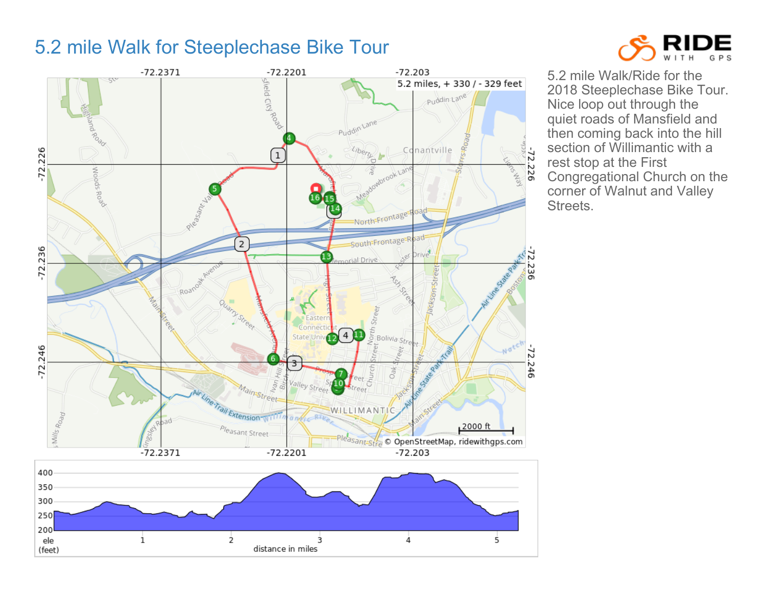# 5.2 mile Walk for Steeplechase Bike Tour

5.2 mile Walk/Ride for the 2018 Steeplechase Bike Tour. Nice loop out through the quiet roads of Mansfield and then coming back into the hill section of Willimantic with a rest stop at the First Congregational Church on the corner of Walnut and Valley Streets.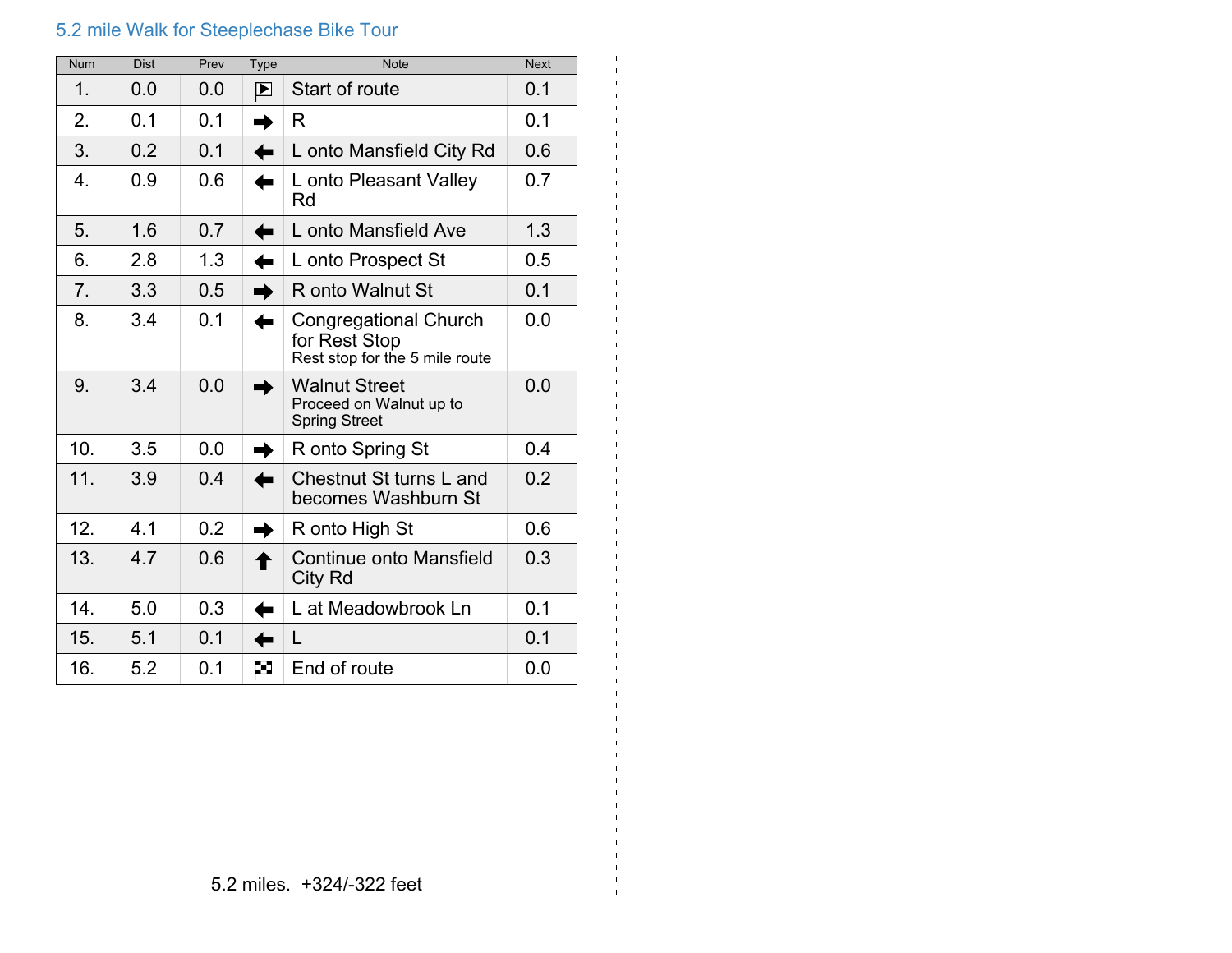5.2 mile Walk for Steeplechase Bike Tour

| Num | Dist | Prev | Type | Note | Next |
|---|---|---|---|---|---|
| 1. | 0.0 | 0.0 | ▶ | Start of route | 0.1 |
| 2. | 0.1 | 0.1 | ➡ | R | 0.1 |
| 3. | 0.2 | 0.1 | ⬅ | L onto Mansfield City Rd | 0.6 |
| 4. | 0.9 | 0.6 | ⬅ | L onto Pleasant Valley Rd | 0.7 |
| 5. | 1.6 | 0.7 | ⬅ | L onto Mansfield Ave | 1.3 |
| 6. | 2.8 | 1.3 | ⬅ | L onto Prospect St | 0.5 |
| 7. | 3.3 | 0.5 | ➡ | R onto Walnut St | 0.1 |
| 8. | 3.4 | 0.1 | ⬅ | Congregational Church for Rest Stop<br>Rest stop for the 5 mile route | 0.0 |
| 9. | 3.4 | 0.0 | ➡ | Walnut Street<br>Proceed on Walnut up to Spring Street | 0.0 |
| 10. | 3.5 | 0.0 | ➡ | R onto Spring St | 0.4 |
| 11. | 3.9 | 0.4 | ⬅ | Chestnut St turns L and becomes Washburn St | 0.2 |
| 12. | 4.1 | 0.2 | ➡ | R onto High St | 0.6 |
| 13. | 4.7 | 0.6 | ⬆ | Continue onto Mansfield City Rd | 0.3 |
| 14. | 5.0 | 0.3 | ⬅ | L at Meadowbrook Ln | 0.1 |
| 15. | 5.1 | 0.1 | ⬅ | L | 0.1 |
| 16. | 5.2 | 0.1 | 🏁 | End of route | 0.0 |

5.2 miles. +324/-322 feet